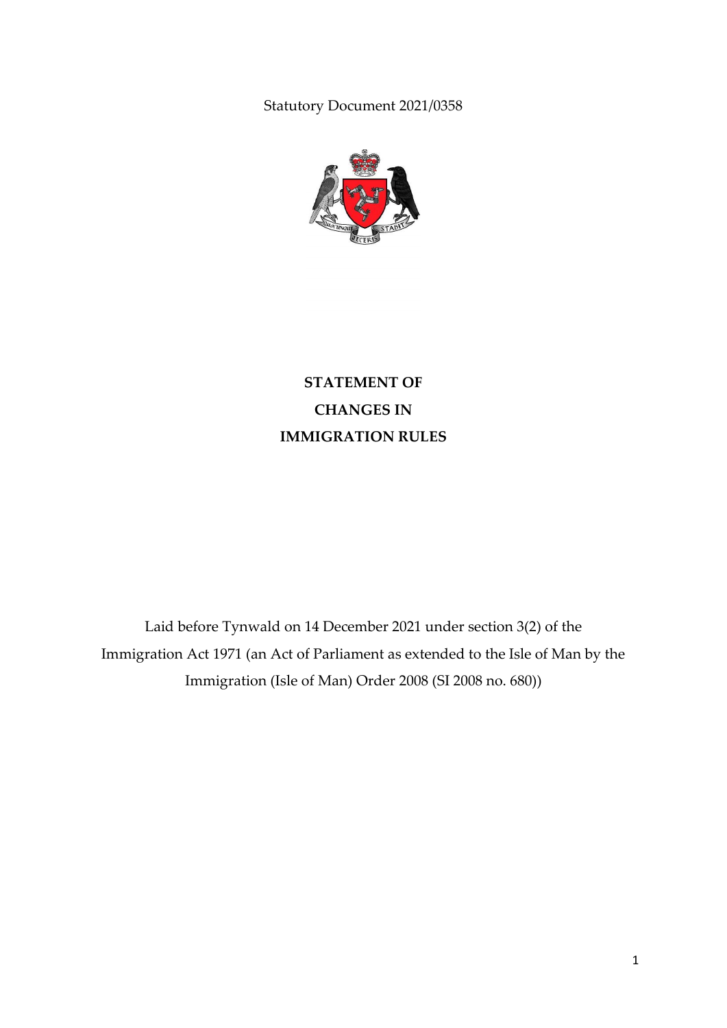Statutory Document 2021/0358

# STATEMENT OF CHANGES IN IMMIGRATION RULES

Laid before Tynwald on 14 December 2021 under section 3(2) of the Immigration Act 1971 (an Act of Parliament as extended to the Isle of Man by the Immigration (Isle of Man) Order 2008 (SI 2008 no. 680))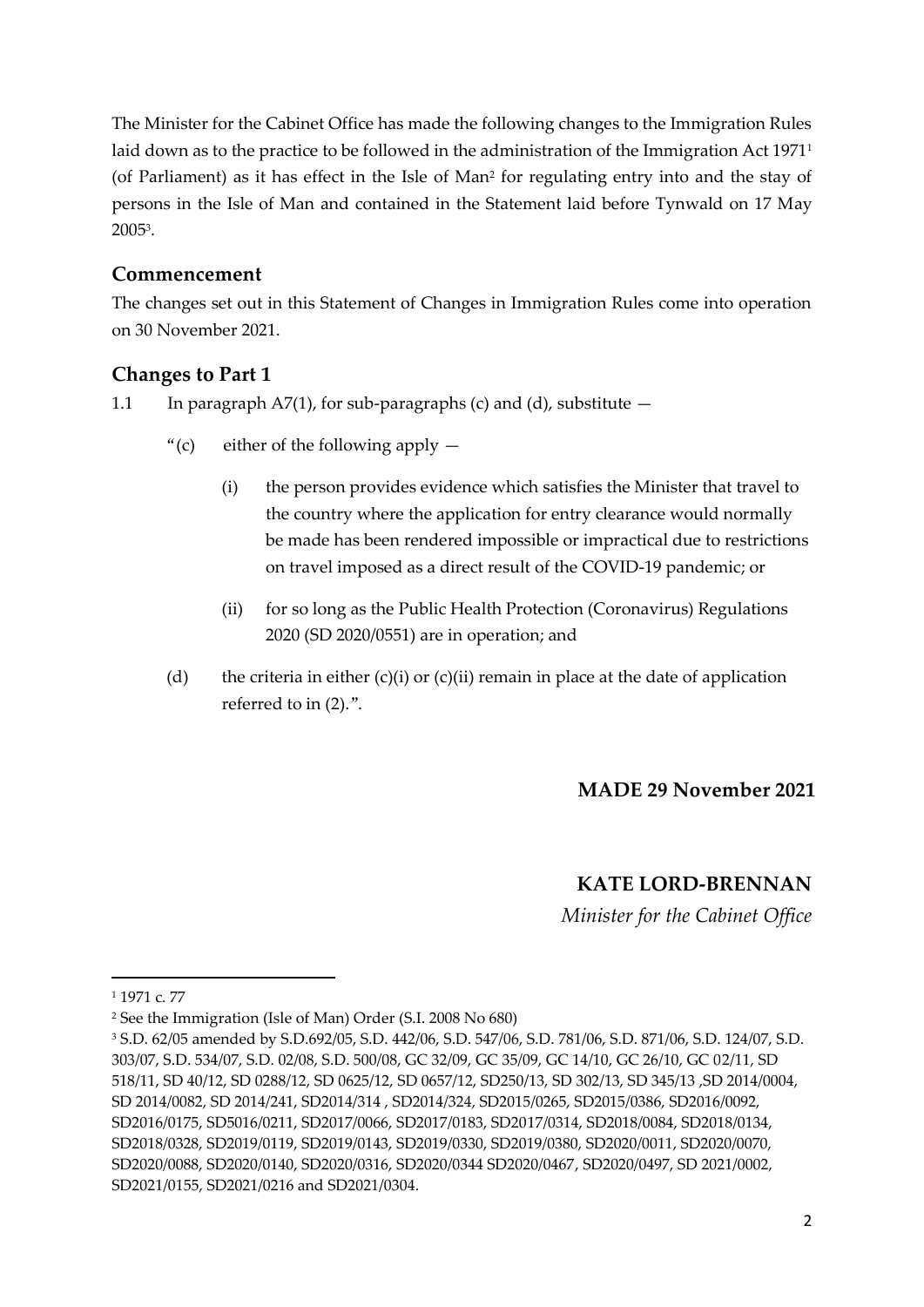The Minister for the Cabinet Office has made the following changes to the Immigration Rules laid down as to the practice to be followed in the administration of the Immigration Act 1971[1] (of Parliament) as it has effect in the Isle of Man[2] for regulating entry into and the stay of persons in the Isle of Man and contained in the Statement laid before Tynwald on 17 May 2005[3].

## Commencement

The changes set out in this Statement of Changes in Immigration Rules come into operation on 30 November 2021.

## Changes to Part 1

1.1 In paragraph A7(1), for sub-paragraphs (c) and (d), substitute —

> "(c) either of the following apply —
>
> > (i) the person provides evidence which satisfies the Minister that travel to the country where the application for entry clearance would normally be made has been rendered impossible or impractical due to restrictions on travel imposed as a direct result of the COVID-19 pandemic; or
> >
> > (ii) for so long as the Public Health Protection (Coronavirus) Regulations 2020 (SD 2020/0551) are in operation; and
>
> (d) the criteria in either (c)(i) or (c)(ii) remain in place at the date of application referred to in (2).".

**MADE 29 November 2021**

**KATE LORD-BRENNAN**

*Minister for the Cabinet Office*

---

[1] 1971 c. 77

[2] See the Immigration (Isle of Man) Order (S.I. 2008 No 680)

[3] S.D. 62/05 amended by S.D.692/05, S.D. 442/06, S.D. 547/06, S.D. 781/06, S.D. 871/06, S.D. 124/07, S.D. 303/07, S.D. 534/07, S.D. 02/08, S.D. 500/08, GC 32/09, GC 35/09, GC 14/10, GC 26/10, GC 02/11, SD 518/11, SD 40/12, SD 0288/12, SD 0625/12, SD 0657/12, SD250/13, SD 302/13, SD 345/13 ,SD 2014/0004, SD 2014/0082, SD 2014/241, SD2014/314 , SD2014/324, SD2015/0265, SD2015/0386, SD2016/0092, SD2016/0175, SD5016/0211, SD2017/0066, SD2017/0183, SD2017/0314, SD2018/0084, SD2018/0134, SD2018/0328, SD2019/0119, SD2019/0143, SD2019/0330, SD2019/0380, SD2020/0011, SD2020/0070, SD2020/0088, SD2020/0140, SD2020/0316, SD2020/0344 SD2020/0467, SD2020/0497, SD 2021/0002, SD2021/0155, SD2021/0216 and SD2021/0304.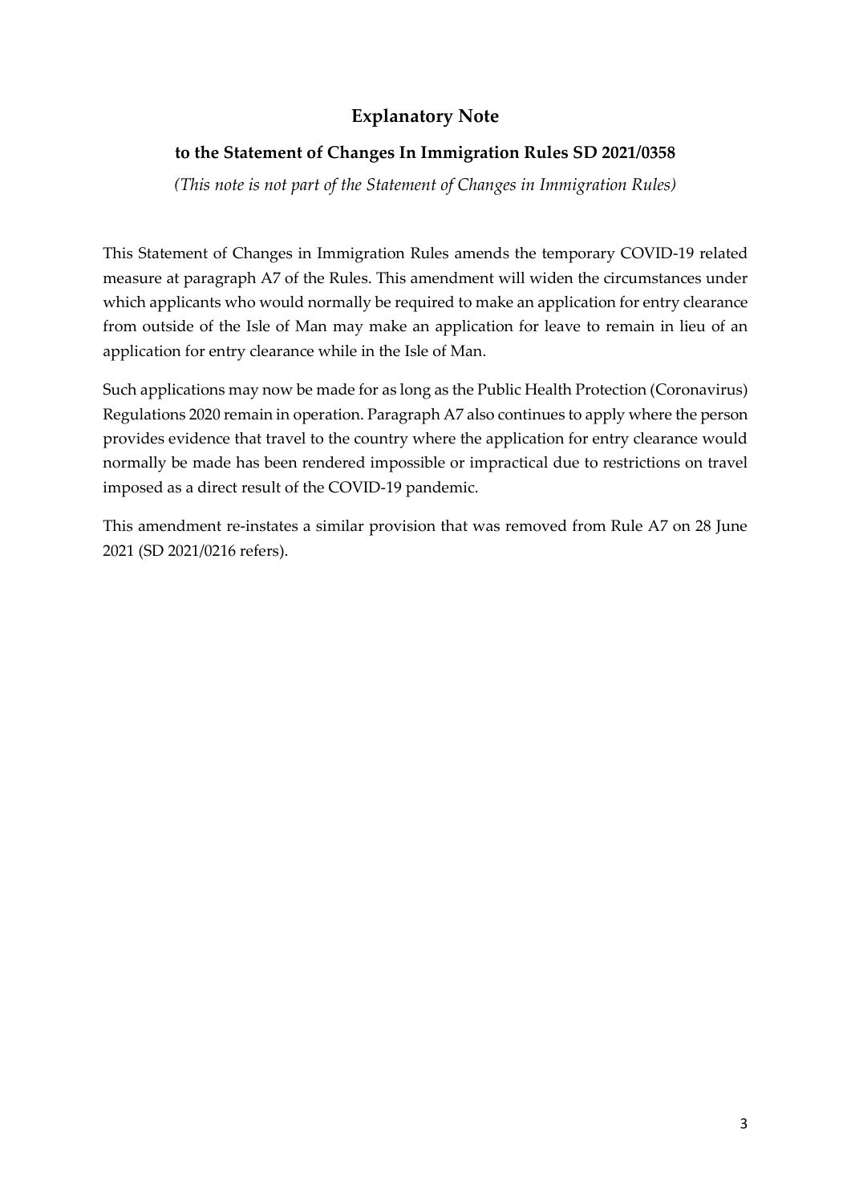# Explanatory Note

## to the Statement of Changes In Immigration Rules SD 2021/0358

*(This note is not part of the Statement of Changes in Immigration Rules)*

This Statement of Changes in Immigration Rules amends the temporary COVID-19 related measure at paragraph A7 of the Rules. This amendment will widen the circumstances under which applicants who would normally be required to make an application for entry clearance from outside of the Isle of Man may make an application for leave to remain in lieu of an application for entry clearance while in the Isle of Man.

Such applications may now be made for as long as the Public Health Protection (Coronavirus) Regulations 2020 remain in operation. Paragraph A7 also continues to apply where the person provides evidence that travel to the country where the application for entry clearance would normally be made has been rendered impossible or impractical due to restrictions on travel imposed as a direct result of the COVID-19 pandemic.

This amendment re-instates a similar provision that was removed from Rule A7 on 28 June 2021 (SD 2021/0216 refers).